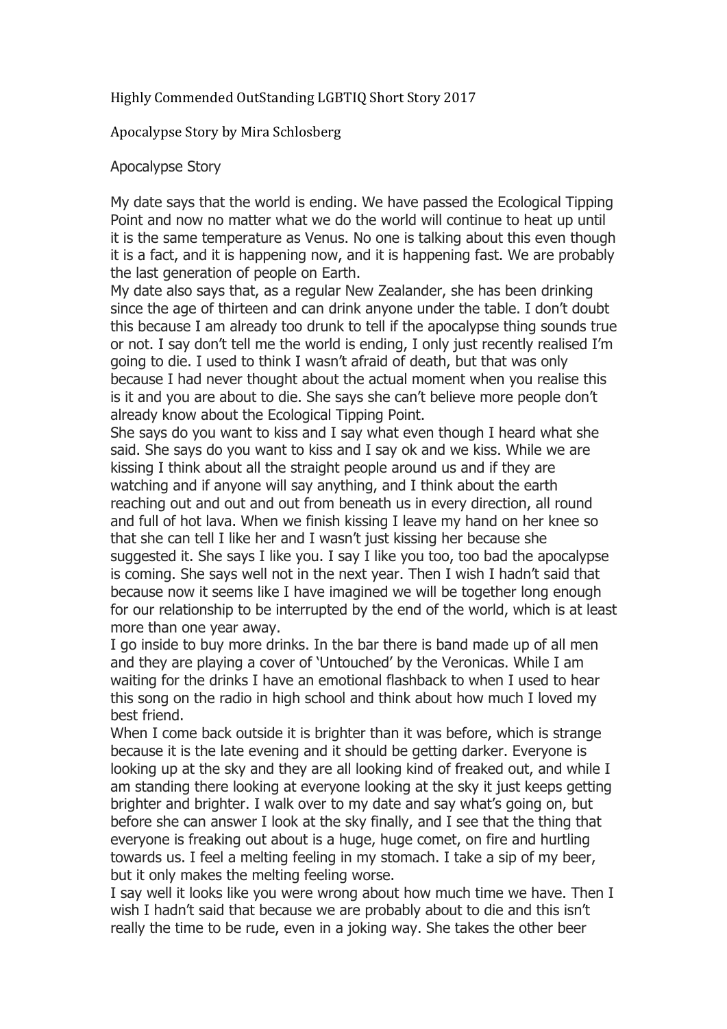Highly Commended OutStanding LGBTIQ Short Story 2017

Apocalypse Story by Mira Schlosberg

# Apocalypse Story

My date says that the world is ending. We have passed the Ecological Tipping Point and now no matter what we do the world will continue to heat up until it is the same temperature as Venus. No one is talking about this even though it is a fact, and it is happening now, and it is happening fast. We are probably the last generation of people on Earth.

My date also says that, as a regular New Zealander, she has been drinking since the age of thirteen and can drink anyone under the table. I don't doubt this because I am already too drunk to tell if the apocalypse thing sounds true or not. I say don't tell me the world is ending, I only just recently realised I'm going to die. I used to think I wasn't afraid of death, but that was only because I had never thought about the actual moment when you realise this is it and you are about to die. She says she can't believe more people don't already know about the Ecological Tipping Point.

She says do you want to kiss and I say what even though I heard what she said. She says do you want to kiss and I say ok and we kiss. While we are kissing I think about all the straight people around us and if they are watching and if anyone will say anything, and I think about the earth reaching out and out and out from beneath us in every direction, all round and full of hot lava. When we finish kissing I leave my hand on her knee so that she can tell I like her and I wasn't just kissing her because she suggested it. She says I like you. I say I like you too, too bad the apocalypse is coming. She says well not in the next year. Then I wish I hadn't said that because now it seems like I have imagined we will be together long enough for our relationship to be interrupted by the end of the world, which is at least more than one year away.

I go inside to buy more drinks. In the bar there is band made up of all men and they are playing a cover of 'Untouched' by the Veronicas. While I am waiting for the drinks I have an emotional flashback to when I used to hear this song on the radio in high school and think about how much I loved my best friend.

When I come back outside it is brighter than it was before, which is strange because it is the late evening and it should be getting darker. Everyone is looking up at the sky and they are all looking kind of freaked out, and while I am standing there looking at everyone looking at the sky it just keeps getting brighter and brighter. I walk over to my date and say what's going on, but before she can answer I look at the sky finally, and I see that the thing that everyone is freaking out about is a huge, huge comet, on fire and hurtling towards us. I feel a melting feeling in my stomach. I take a sip of my beer, but it only makes the melting feeling worse.

I say well it looks like you were wrong about how much time we have. Then I wish I hadn't said that because we are probably about to die and this isn't really the time to be rude, even in a joking way. She takes the other beer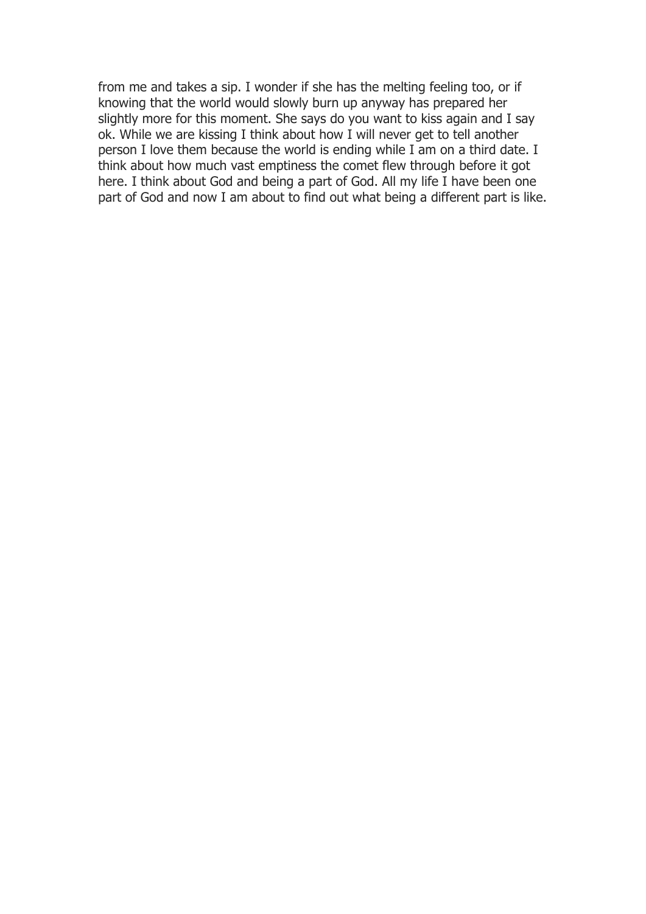from me and takes a sip. I wonder if she has the melting feeling too, or if knowing that the world would slowly burn up anyway has prepared her slightly more for this moment. She says do you want to kiss again and I say ok. While we are kissing I think about how I will never get to tell another person I love them because the world is ending while I am on a third date. I think about how much vast emptiness the comet flew through before it got here. I think about God and being a part of God. All my life I have been one part of God and now I am about to find out what being a different part is like.